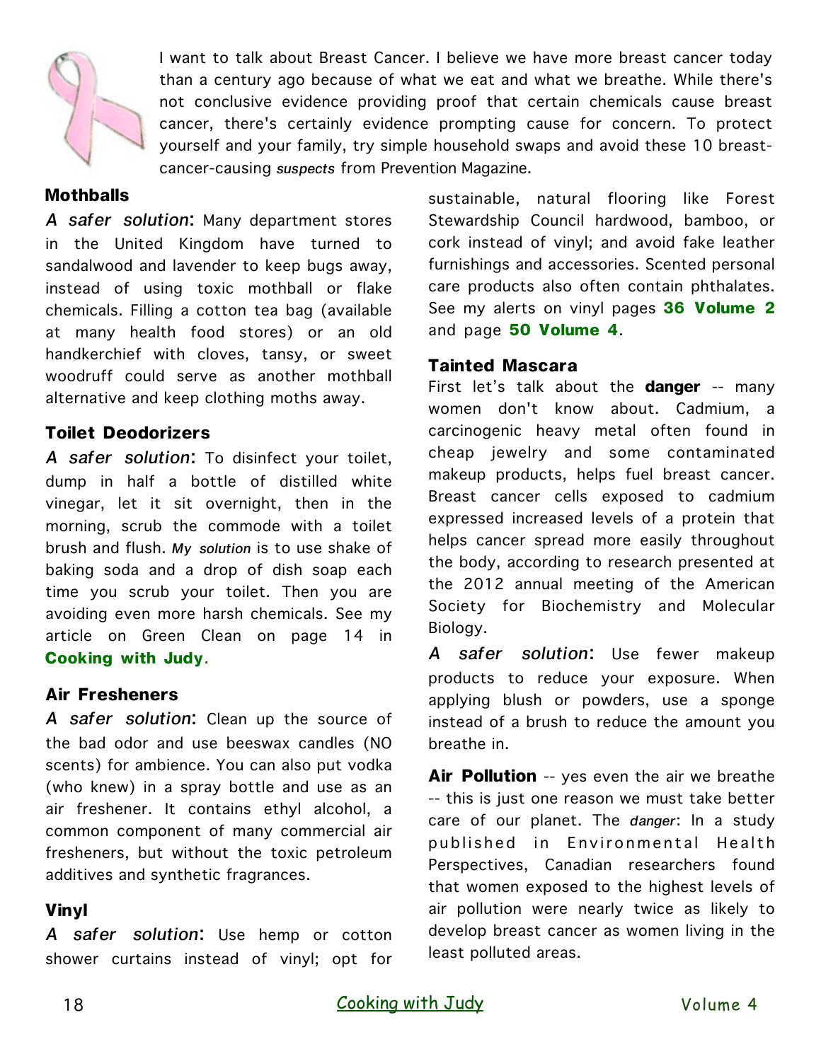I want to talk about Breast Cancer. I believe we have more breast cancer today than a century ago because of what we eat and what we breathe. While there's not conclusive evidence providing proof that certain chemicals cause breast cancer, there's certainly evidence prompting cause for concern. To protect yourself and your family, try simple household swaps and avoid these 10 breast-cancer-causing *suspects* from Prevention Magazine.

### Mothballs

*A safer solution*: Many department stores in the United Kingdom have turned to sandalwood and lavender to keep bugs away, instead of using toxic mothball or flake chemicals. Filling a cotton tea bag (available at many health food stores) or an old handkerchief with cloves, tansy, or sweet woodruff could serve as another mothball alternative and keep clothing moths away.

### Toilet Deodorizers

*A safer solution*: To disinfect your toilet, dump in half a bottle of distilled white vinegar, let it sit overnight, then in the morning, scrub the commode with a toilet brush and flush. *My solution* is to use shake of baking soda and a drop of dish soap each time you scrub your toilet. Then you are avoiding even more harsh chemicals. See my article on Green Clean on page 14 in **Cooking with Judy**.

### Air Fresheners

*A safer solution*: Clean up the source of the bad odor and use beeswax candles (NO scents) for ambience. You can also put vodka (who knew) in a spray bottle and use as an air freshener. It contains ethyl alcohol, a common component of many commercial air fresheners, but without the toxic petroleum additives and synthetic fragrances.

### Vinyl

*A safer solution*: Use hemp or cotton shower curtains instead of vinyl; opt for sustainable, natural flooring like Forest Stewardship Council hardwood, bamboo, or cork instead of vinyl; and avoid fake leather furnishings and accessories. Scented personal care products also often contain phthalates. See my alerts on vinyl pages **36 Volume 2** and page **50 Volume 4**.

### Tainted Mascara

First let's talk about the **danger** -- many women don't know about. Cadmium, a carcinogenic heavy metal often found in cheap jewelry and some contaminated makeup products, helps fuel breast cancer. Breast cancer cells exposed to cadmium expressed increased levels of a protein that helps cancer spread more easily throughout the body, according to research presented at the 2012 annual meeting of the American Society for Biochemistry and Molecular Biology.

*A safer solution*: Use fewer makeup products to reduce your exposure. When applying blush or powders, use a sponge instead of a brush to reduce the amount you breathe in.

**Air Pollution** -- yes even the air we breathe -- this is just one reason we must take better care of our planet. The *danger*: In a study published in Environmental Health Perspectives, Canadian researchers found that women exposed to the highest levels of air pollution were nearly twice as likely to develop breast cancer as women living in the least polluted areas.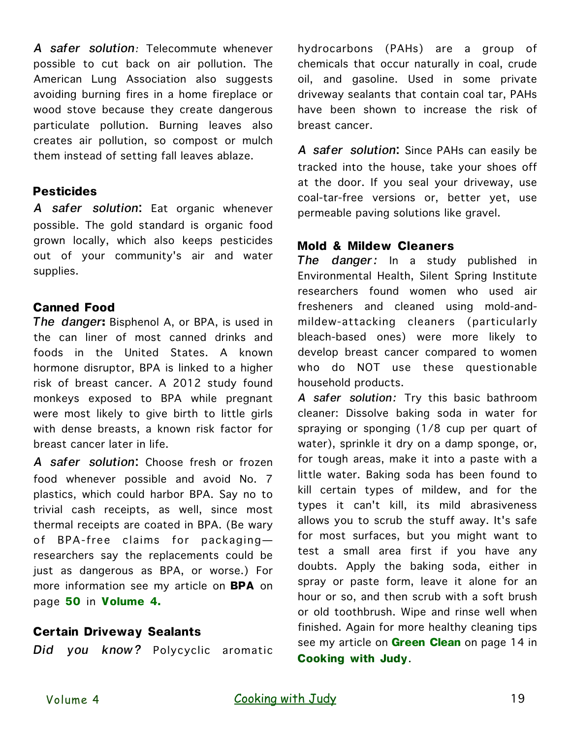*A safer solution:* Telecommute whenever possible to cut back on air pollution. The American Lung Association also suggests avoiding burning fires in a home fireplace or wood stove because they create dangerous particulate pollution. Burning leaves also creates air pollution, so compost or mulch them instead of setting fall leaves ablaze.

### Pesticides

*A safer solution*: Eat organic whenever possible. The gold standard is organic food grown locally, which also keeps pesticides out of your community's air and water supplies.

### Canned Food

*The danger*: Bisphenol A, or BPA, is used in the can liner of most canned drinks and foods in the United States. A known hormone disruptor, BPA is linked to a higher risk of breast cancer. A 2012 study found monkeys exposed to BPA while pregnant were most likely to give birth to little girls with dense breasts, a known risk factor for breast cancer later in life.

*A safer solution*: Choose fresh or frozen food whenever possible and avoid No. 7 plastics, which could harbor BPA. Say no to trivial cash receipts, as well, since most thermal receipts are coated in BPA. (Be wary of BPA-free claims for packaging—researchers say the replacements could be just as dangerous as BPA, or worse.) For more information see my article on **BPA** on page **50** in **Volume 4.**

### Certain Driveway Sealants

*Did you know?* Polycyclic aromatic hydrocarbons (PAHs) are a group of chemicals that occur naturally in coal, crude oil, and gasoline. Used in some private driveway sealants that contain coal tar, PAHs have been shown to increase the risk of breast cancer.

*A safer solution*: Since PAHs can easily be tracked into the house, take your shoes off at the door. If you seal your driveway, use coal-tar-free versions or, better yet, use permeable paving solutions like gravel.

### Mold & Mildew Cleaners

*The danger:* In a study published in Environmental Health, Silent Spring Institute researchers found women who used air fresheners and cleaned using mold-and-mildew-attacking cleaners (particularly bleach-based ones) were more likely to develop breast cancer compared to women who do NOT use these questionable household products.

*A safer solution:* Try this basic bathroom cleaner: Dissolve baking soda in water for spraying or sponging (1/8 cup per quart of water), sprinkle it dry on a damp sponge, or, for tough areas, make it into a paste with a little water. Baking soda has been found to kill certain types of mildew, and for the types it can't kill, its mild abrasiveness allows you to scrub the stuff away. It's safe for most surfaces, but you might want to test a small area first if you have any doubts. Apply the baking soda, either in spray or paste form, leave it alone for an hour or so, and then scrub with a soft brush or old toothbrush. Wipe and rinse well when finished. Again for more healthy cleaning tips see my article on **Green Clean** on page 14 in **Cooking with Judy**.